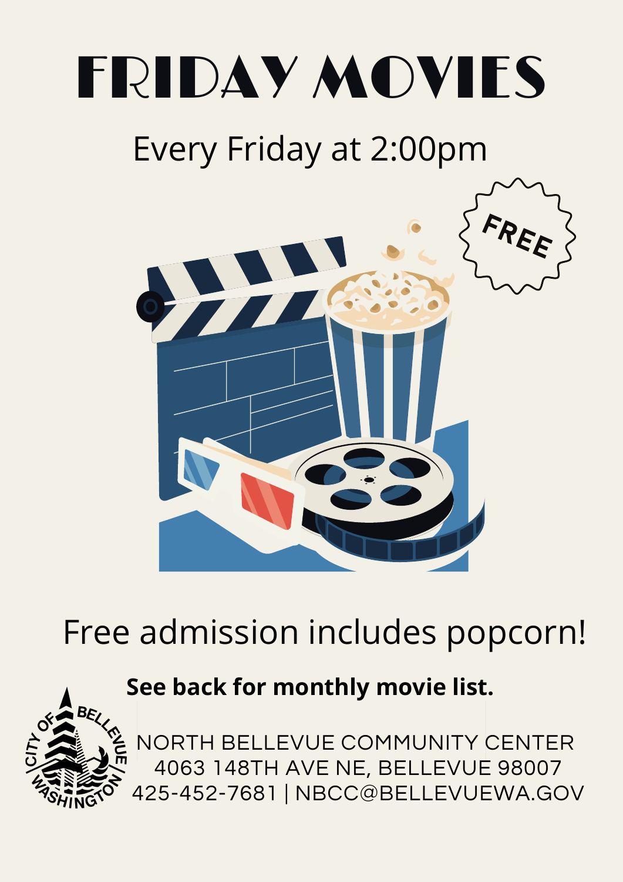# FRIDAY MOVIES

## Every Friday at 2:00pm

FREE

Free admission includes popcorn!

**See back for monthly movie list.**

CITY OF BELLEVUE WASHINGTON

NORTH BELLEVUE COMMUNITY CENTER
4063 148TH AVE NE, BELLEVUE 98007
425-452-7681 | NBCC@BELLEVUEWA.GOV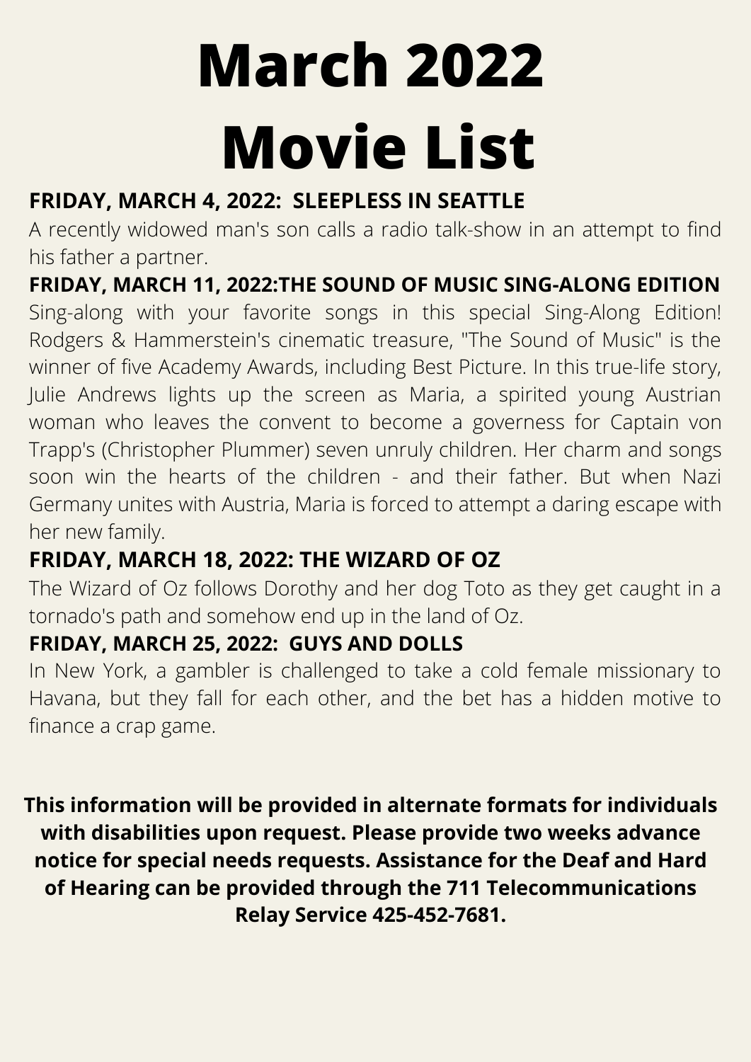# March 2022 Movie List

**FRIDAY, MARCH 4, 2022: SLEEPLESS IN SEATTLE**

A recently widowed man's son calls a radio talk-show in an attempt to find his father a partner.

**FRIDAY, MARCH 11, 2022:THE SOUND OF MUSIC SING-ALONG EDITION**

Sing-along with your favorite songs in this special Sing-Along Edition! Rodgers & Hammerstein's cinematic treasure, "The Sound of Music" is the winner of five Academy Awards, including Best Picture. In this true-life story, Julie Andrews lights up the screen as Maria, a spirited young Austrian woman who leaves the convent to become a governess for Captain von Trapp's (Christopher Plummer) seven unruly children. Her charm and songs soon win the hearts of the children - and their father. But when Nazi Germany unites with Austria, Maria is forced to attempt a daring escape with her new family.

**FRIDAY, MARCH 18, 2022: THE WIZARD OF OZ**

The Wizard of Oz follows Dorothy and her dog Toto as they get caught in a tornado's path and somehow end up in the land of Oz.

**FRIDAY, MARCH 25, 2022: GUYS AND DOLLS**

In New York, a gambler is challenged to take a cold female missionary to Havana, but they fall for each other, and the bet has a hidden motive to finance a crap game.

**This information will be provided in alternate formats for individuals with disabilities upon request. Please provide two weeks advance notice for special needs requests. Assistance for the Deaf and Hard of Hearing can be provided through the 711 Telecommunications Relay Service 425-452-7681.**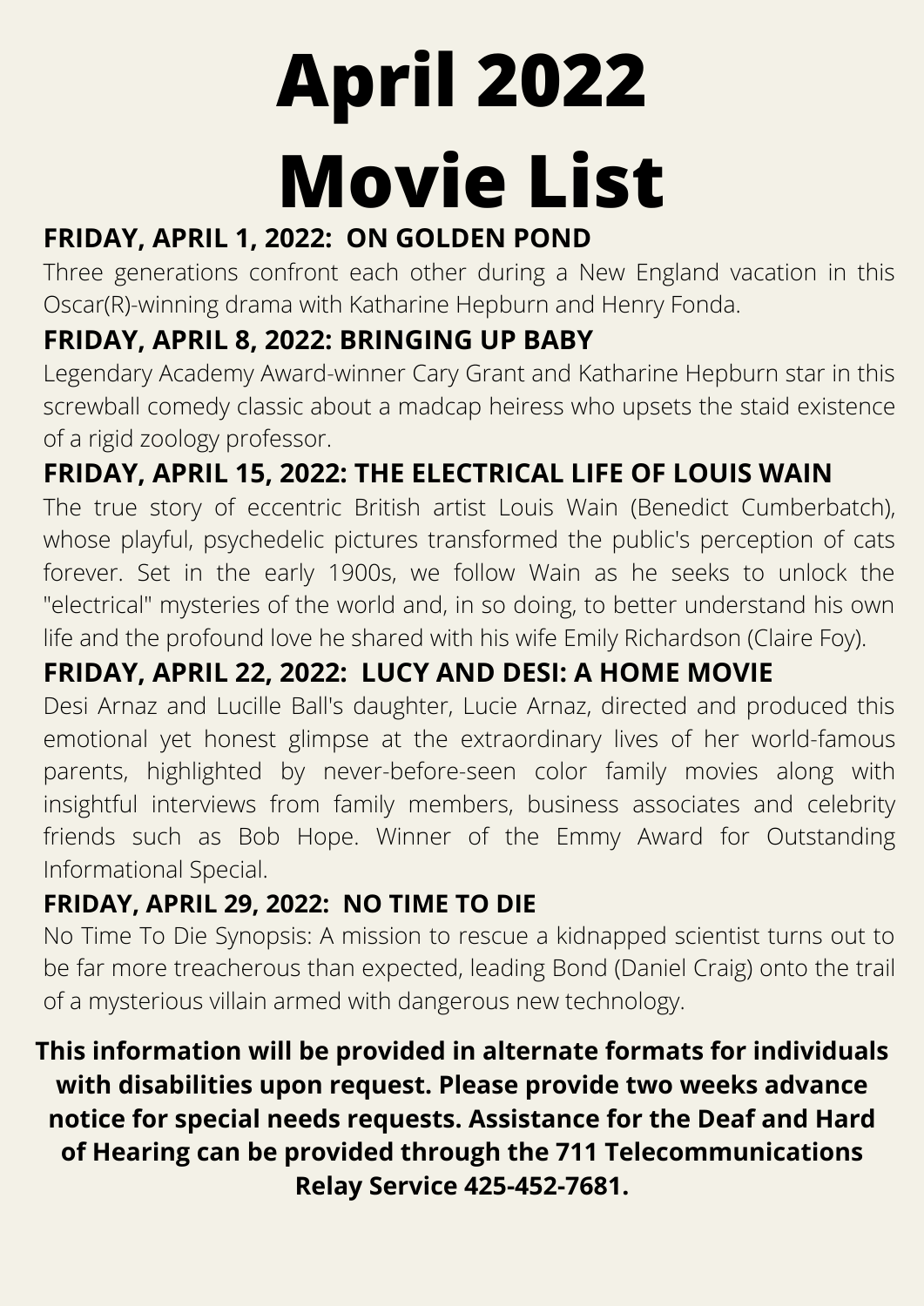# April 2022 Movie List

### FRIDAY, APRIL 1, 2022: ON GOLDEN POND

Three generations confront each other during a New England vacation in this Oscar(R)-winning drama with Katharine Hepburn and Henry Fonda.

### FRIDAY, APRIL 8, 2022: BRINGING UP BABY

Legendary Academy Award-winner Cary Grant and Katharine Hepburn star in this screwball comedy classic about a madcap heiress who upsets the staid existence of a rigid zoology professor.

### FRIDAY, APRIL 15, 2022: THE ELECTRICAL LIFE OF LOUIS WAIN

The true story of eccentric British artist Louis Wain (Benedict Cumberbatch), whose playful, psychedelic pictures transformed the public's perception of cats forever. Set in the early 1900s, we follow Wain as he seeks to unlock the "electrical" mysteries of the world and, in so doing, to better understand his own life and the profound love he shared with his wife Emily Richardson (Claire Foy).

### FRIDAY, APRIL 22, 2022: LUCY AND DESI: A HOME MOVIE

Desi Arnaz and Lucille Ball's daughter, Lucie Arnaz, directed and produced this emotional yet honest glimpse at the extraordinary lives of her world-famous parents, highlighted by never-before-seen color family movies along with insightful interviews from family members, business associates and celebrity friends such as Bob Hope. Winner of the Emmy Award for Outstanding Informational Special.

### FRIDAY, APRIL 29, 2022: NO TIME TO DIE

No Time To Die Synopsis: A mission to rescue a kidnapped scientist turns out to be far more treacherous than expected, leading Bond (Daniel Craig) onto the trail of a mysterious villain armed with dangerous new technology.

**This information will be provided in alternate formats for individuals with disabilities upon request. Please provide two weeks advance notice for special needs requests. Assistance for the Deaf and Hard of Hearing can be provided through the 711 Telecommunications Relay Service 425-452-7681.**